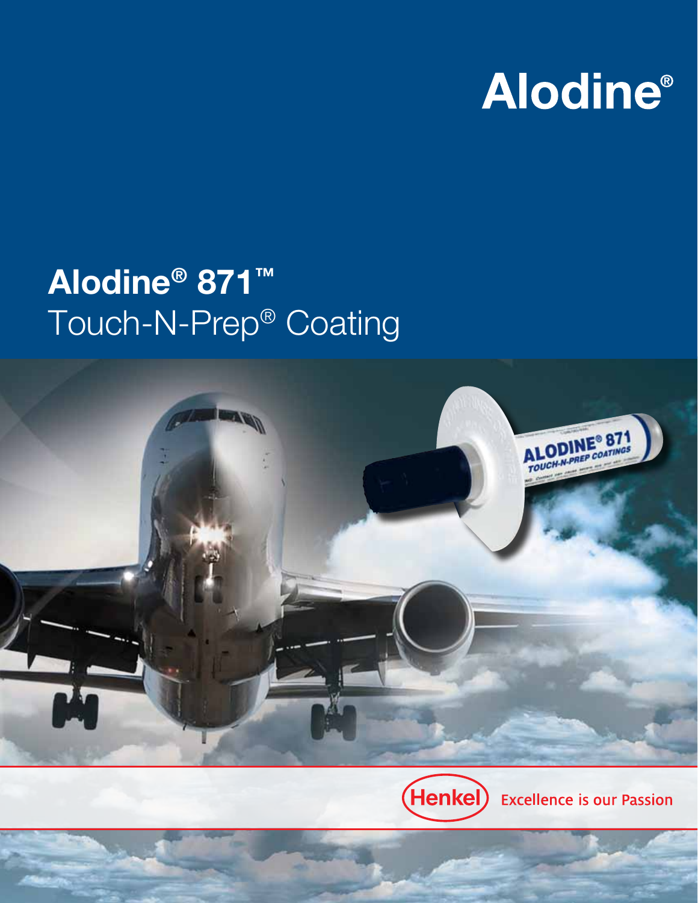Alodine®

# Alodine® 871™ Touch-N-Prep® Coating

Henkel Excellence is our Passion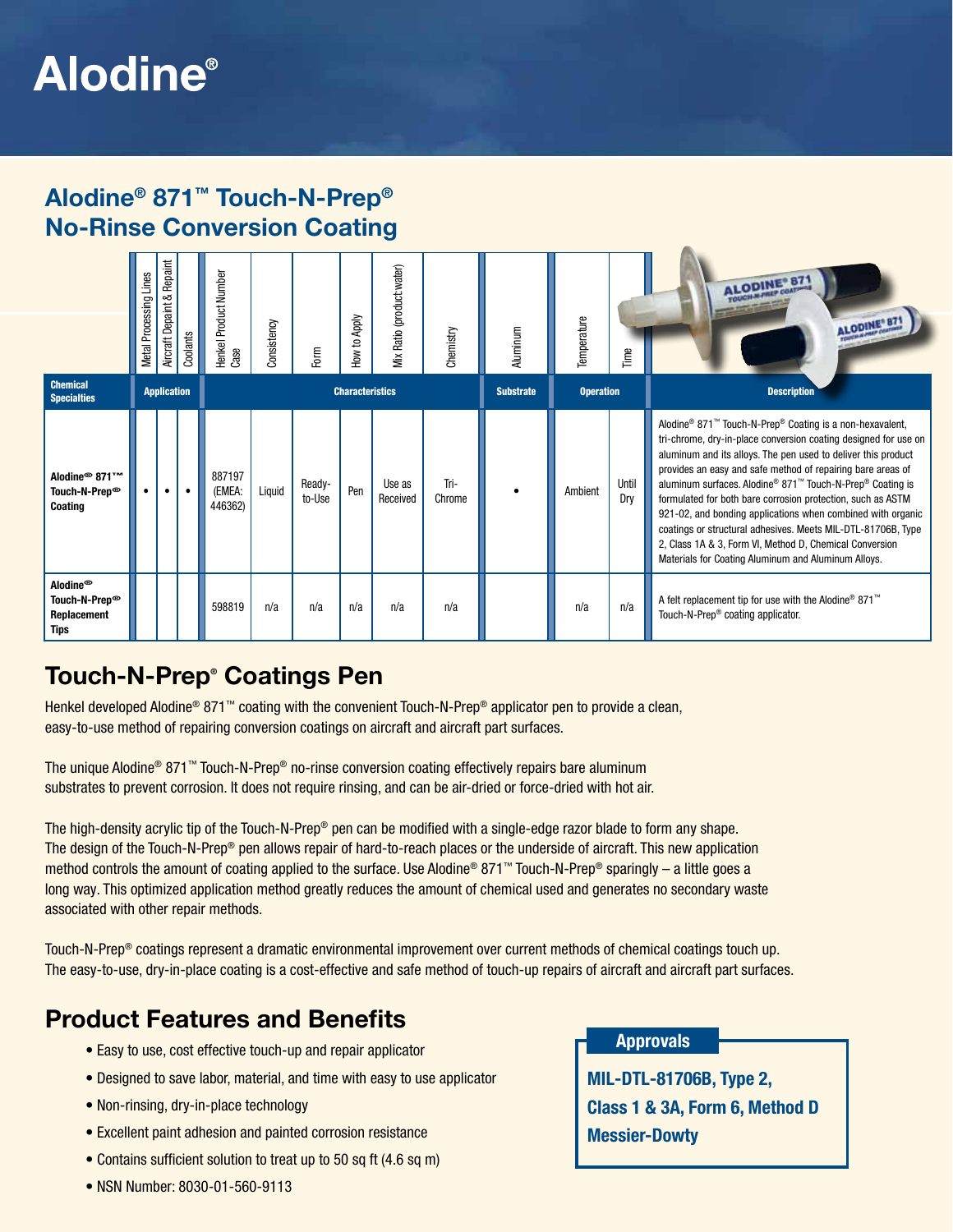# Alodine®

## Alodine® 871™ Touch-N-Prep® No-Rinse Conversion Coating

| Chemical Specialties | Application | | | Characteristics | | | | | | Substrate | Operation | | Description |
|---|---|---|---|---|---|---|---|---|---|---|---|---|---|
| | Metal Processing Lines | Aircraft Depaint & Repaint | Coolants | Henkel Product Number Case | Consistency | Form | How to Apply | Mix Ratio (product:water) | Chemistry | Aluminum | Temperature | Time | |
| **Alodine® 871™ Touch-N-Prep® Coating** | • | • | • | 887197 (EMEA: 446362) | Liquid | Ready-to-Use | Pen | Use as Received | Tri-Chrome | • | Ambient | Until Dry | Alodine® 871™ Touch-N-Prep® Coating is a non-hexavalent, tri-chrome, dry-in-place conversion coating designed for use on aluminum and its alloys. The pen used to deliver this product provides an easy and safe method of repairing bare areas of aluminum surfaces. Alodine® 871™ Touch-N-Prep® Coating is formulated for both bare corrosion protection, such as ASTM 921-02, and bonding applications when combined with organic coatings or structural adhesives. Meets MIL-DTL-81706B, Type 2, Class 1A & 3, Form VI, Method D, Chemical Conversion Materials for Coating Aluminum and Aluminum Alloys. |
| **Alodine® Touch-N-Prep® Replacement Tips** | | | | 598819 | n/a | n/a | n/a | n/a | n/a | | n/a | n/a | A felt replacement tip for use with the Alodine® 871™ Touch-N-Prep® coating applicator. |

## Touch-N-Prep® Coatings Pen

Henkel developed Alodine® 871™ coating with the convenient Touch-N-Prep® applicator pen to provide a clean, easy-to-use method of repairing conversion coatings on aircraft and aircraft part surfaces.

The unique Alodine® 871™ Touch-N-Prep® no-rinse conversion coating effectively repairs bare aluminum substrates to prevent corrosion. It does not require rinsing, and can be air-dried or force-dried with hot air.

The high-density acrylic tip of the Touch-N-Prep® pen can be modified with a single-edge razor blade to form any shape. The design of the Touch-N-Prep® pen allows repair of hard-to-reach places or the underside of aircraft. This new application method controls the amount of coating applied to the surface. Use Alodine® 871™ Touch-N-Prep® sparingly – a little goes a long way. This optimized application method greatly reduces the amount of chemical used and generates no secondary waste associated with other repair methods.

Touch-N-Prep® coatings represent a dramatic environmental improvement over current methods of chemical coatings touch up. The easy-to-use, dry-in-place coating is a cost-effective and safe method of touch-up repairs of aircraft and aircraft part surfaces.

## Product Features and Benefits

- Easy to use, cost effective touch-up and repair applicator
- Designed to save labor, material, and time with easy to use applicator
- Non-rinsing, dry-in-place technology
- Excellent paint adhesion and painted corrosion resistance
- Contains sufficient solution to treat up to 50 sq ft (4.6 sq m)
- NSN Number: 8030-01-560-9113

### Approvals

**MIL-DTL-81706B, Type 2, Class 1 & 3A, Form 6, Method D**
**Messier-Dowty**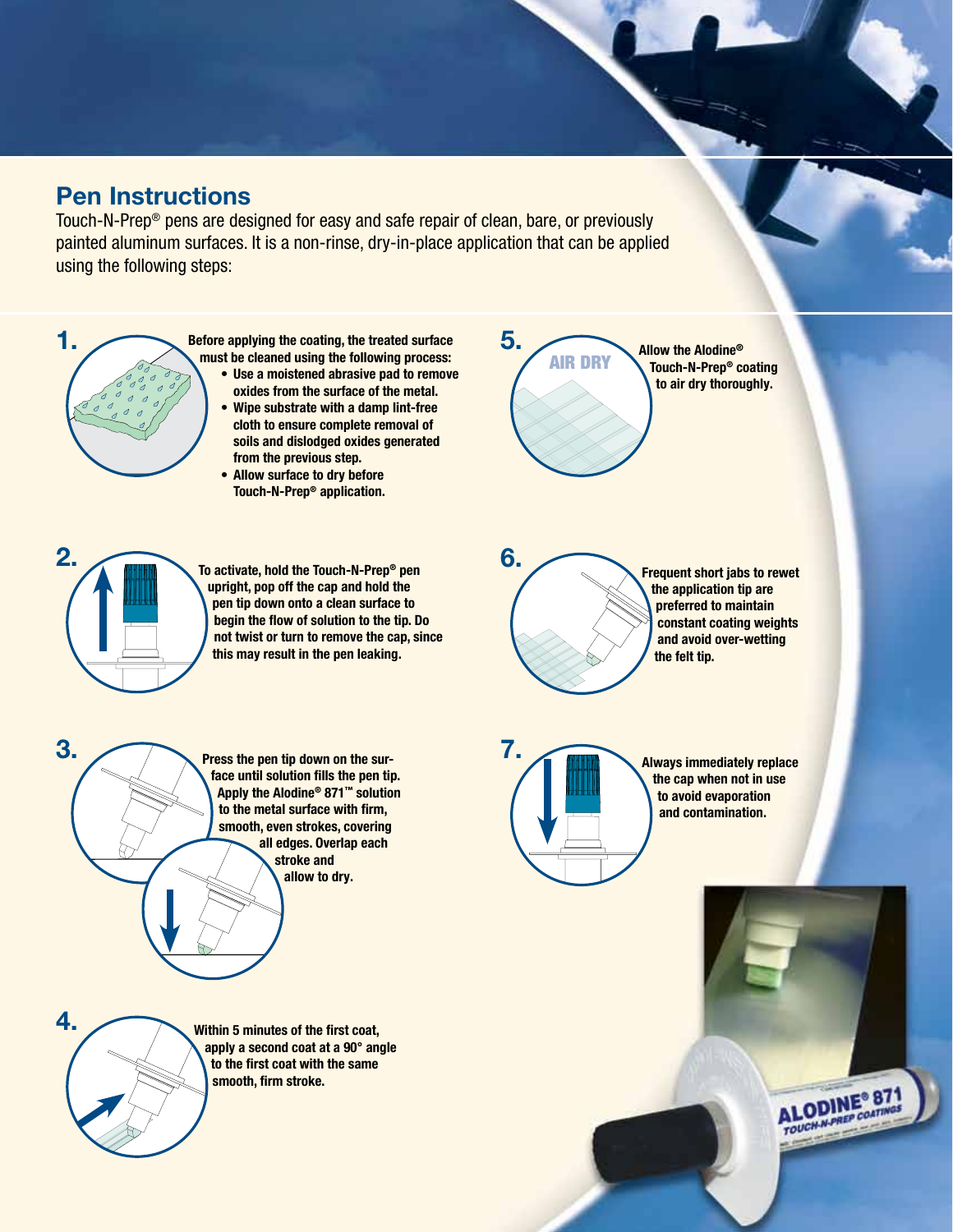## Pen Instructions

Touch-N-Prep® pens are designed for easy and safe repair of clean, bare, or previously painted aluminum surfaces. It is a non-rinse, dry-in-place application that can be applied using the following steps:

**1.** Before applying the coating, the treated surface must be cleaned using the following process:

- Use a moistened abrasive pad to remove oxides from the surface of the metal.
- Wipe substrate with a damp lint-free cloth to ensure complete removal of soils and dislodged oxides generated from the previous step.
- Allow surface to dry before Touch-N-Prep® application.

**2.** To activate, hold the Touch-N-Prep® pen upright, pop off the cap and hold the pen tip down onto a clean surface to begin the flow of solution to the tip. Do not twist or turn to remove the cap, since this may result in the pen leaking.

**3.** Press the pen tip down on the surface until solution fills the pen tip. Apply the Alodine® 871™ solution to the metal surface with firm, smooth, even strokes, covering all edges. Overlap each stroke and allow to dry.

**4.** Within 5 minutes of the first coat, apply a second coat at a 90° angle to the first coat with the same smooth, firm stroke.

**5.** Allow the Alodine® Touch-N-Prep® coating to air dry thoroughly.

**6.** Frequent short jabs to rewet the application tip are preferred to maintain constant coating weights and avoid over-wetting the felt tip.

**7.** Always immediately replace the cap when not in use to avoid evaporation and contamination.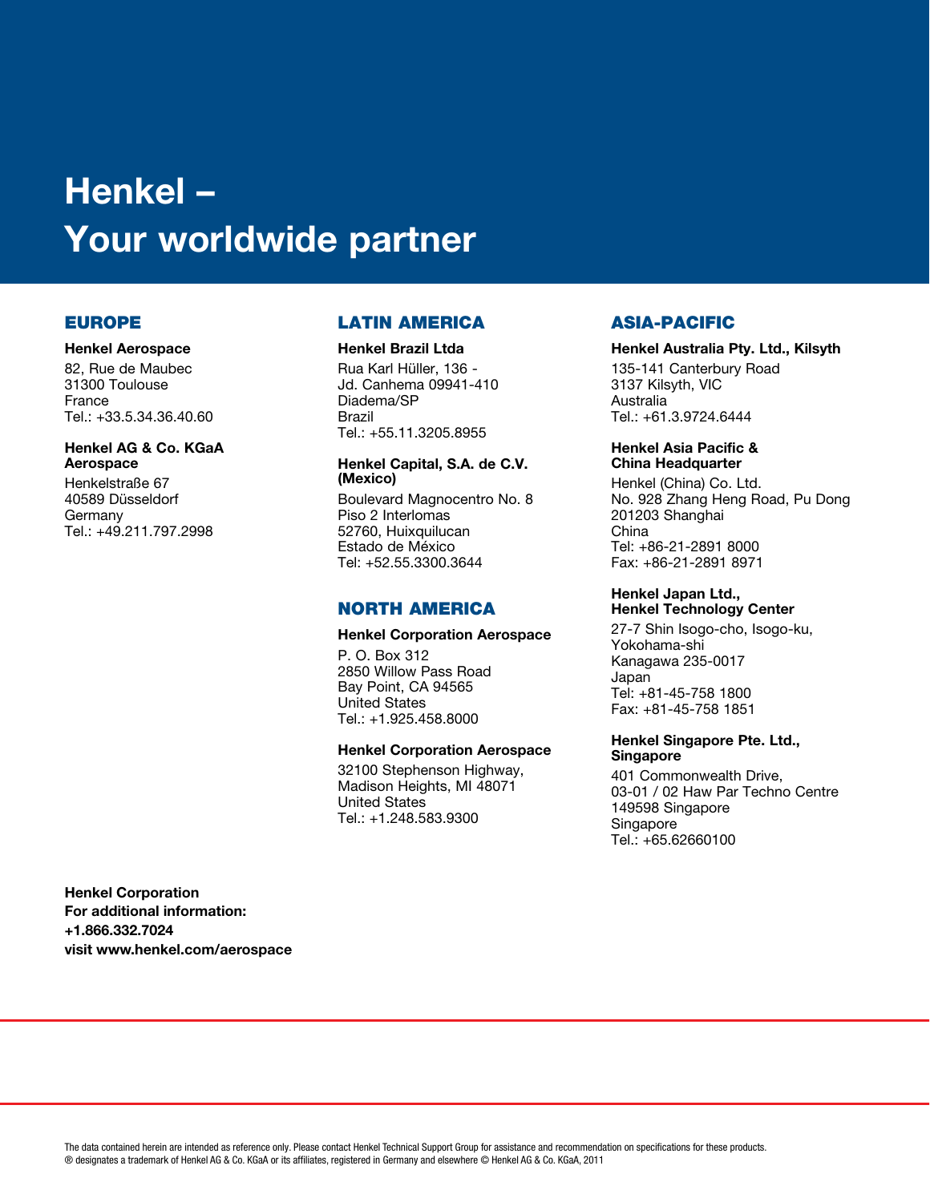# Henkel – Your worldwide partner

## EUROPE

**Henkel Aerospace**
82, Rue de Maubec
31300 Toulouse
France
Tel.: +33.5.34.36.40.60

**Henkel AG & Co. KGaA Aerospace**
Henkelstraße 67
40589 Düsseldorf
Germany
Tel.: +49.211.797.2998

## LATIN AMERICA

**Henkel Brazil Ltda**
Rua Karl Hüller, 136 -
Jd. Canhema 09941-410
Diadema/SP
Brazil
Tel.: +55.11.3205.8955

**Henkel Capital, S.A. de C.V. (Mexico)**
Boulevard Magnocentro No. 8
Piso 2 Interlomas
52760, Huixquilucan
Estado de México
Tel: +52.55.3300.3644

## NORTH AMERICA

**Henkel Corporation Aerospace**
P. O. Box 312
2850 Willow Pass Road
Bay Point, CA 94565
United States
Tel.: +1.925.458.8000

**Henkel Corporation Aerospace**
32100 Stephenson Highway,
Madison Heights, MI 48071
United States
Tel.: +1.248.583.9300

## ASIA-PACIFIC

**Henkel Australia Pty. Ltd., Kilsyth**
135-141 Canterbury Road
3137 Kilsyth, VIC
Australia
Tel.: +61.3.9724.6444

**Henkel Asia Pacific & China Headquarter**
Henkel (China) Co. Ltd.
No. 928 Zhang Heng Road, Pu Dong
201203 Shanghai
China
Tel: +86-21-2891 8000
Fax: +86-21-2891 8971

**Henkel Japan Ltd., Henkel Technology Center**
27-7 Shin Isogo-cho, Isogo-ku,
Yokohama-shi
Kanagawa 235-0017
Japan
Tel: +81-45-758 1800
Fax: +81-45-758 1851

**Henkel Singapore Pte. Ltd., Singapore**
401 Commonwealth Drive,
03-01 / 02 Haw Par Techno Centre
149598 Singapore
Singapore
Tel.: +65.62660100

**Henkel Corporation**
**For additional information:**
**+1.866.332.7024**
**visit www.henkel.com/aerospace**

The data contained herein are intended as reference only. Please contact Henkel Technical Support Group for assistance and recommendation on specifications for these products.
® designates a trademark of Henkel AG & Co. KGaA or its affiliates, registered in Germany and elsewhere © Henkel AG & Co. KGaA, 2011